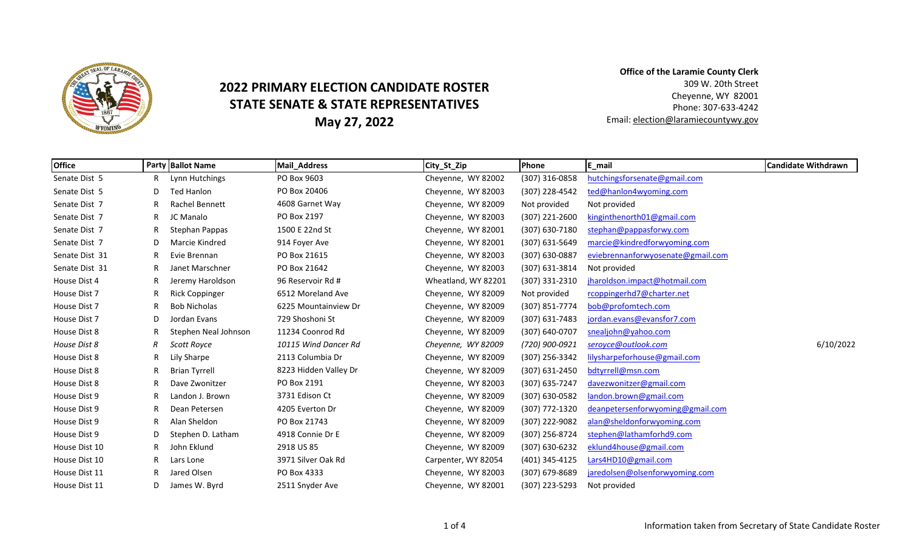# 2022 PRIMARY ELECTION CANDIDATE ROSTER
## STATE SENATE & STATE REPRESENTATIVES
## May 27, 2022

**Office of the Laramie County Clerk**
309 W. 20th Street
Cheyenne, WY 82001
Phone: 307-633-4242
Email: election@laramiecountywy.gov

| Office | Party | Ballot Name | Mail_Address | City_St_Zip | Phone | E_mail | Candidate Withdrawn |
|---|---|---|---|---|---|---|---|
| Senate Dist 5 | R | Lynn Hutchings | PO Box 9603 | Cheyenne, WY 82002 | (307) 316-0858 | hutchingsforsenate@gmail.com | |
| Senate Dist 5 | D | Ted Hanlon | PO Box 20406 | Cheyenne, WY 82003 | (307) 228-4542 | ted@hanlon4wyoming.com | |
| Senate Dist 7 | R | Rachel Bennett | 4608 Garnet Way | Cheyenne, WY 82009 | Not provided | Not provided | |
| Senate Dist 7 | R | JC Manalo | PO Box 2197 | Cheyenne, WY 82003 | (307) 221-2600 | kinginthenorth01@gmail.com | |
| Senate Dist 7 | R | Stephan Pappas | 1500 E 22nd St | Cheyenne, WY 82001 | (307) 630-7180 | stephan@pappasforwy.com | |
| Senate Dist 7 | D | Marcie Kindred | 914 Foyer Ave | Cheyenne, WY 82001 | (307) 631-5649 | marcie@kindredforwyoming.com | |
| Senate Dist 31 | R | Evie Brennan | PO Box 21615 | Cheyenne, WY 82003 | (307) 630-0887 | eviebrennanforwyosenate@gmail.com | |
| Senate Dist 31 | R | Janet Marschner | PO Box 21642 | Cheyenne, WY 82003 | (307) 631-3814 | Not provided | |
| House Dist 4 | R | Jeremy Haroldson | 96 Reservoir Rd # | Wheatland, WY 82201 | (307) 331-2310 | jharoldson.impact@hotmail.com | |
| House Dist 7 | R | Rick Coppinger | 6512 Moreland Ave | Cheyenne, WY 82009 | Not provided | rcoppingerhd7@charter.net | |
| House Dist 7 | R | Bob Nicholas | 6225 Mountainview Dr | Cheyenne, WY 82009 | (307) 851-7774 | bob@profomtech.com | |
| House Dist 7 | D | Jordan Evans | 729 Shoshoni St | Cheyenne, WY 82009 | (307) 631-7483 | jordan.evans@evansfor7.com | |
| House Dist 8 | R | Stephen Neal Johnson | 11234 Coonrod Rd | Cheyenne, WY 82009 | (307) 640-0707 | snealjohn@yahoo.com | |
| *House Dist 8* | *R* | *Scott Royce* | *10115 Wind Dancer Rd* | *Cheyenne, WY 82009* | *(720) 900-0921* | *seroyce@outlook.com* | 6/10/2022 |
| House Dist 8 | R | Lily Sharpe | 2113 Columbia Dr | Cheyenne, WY 82009 | (307) 256-3342 | lilysharpeforhouse@gmail.com | |
| House Dist 8 | R | Brian Tyrrell | 8223 Hidden Valley Dr | Cheyenne, WY 82009 | (307) 631-2450 | bdtyrrell@msn.com | |
| House Dist 8 | R | Dave Zwonitzer | PO Box 2191 | Cheyenne, WY 82003 | (307) 635-7247 | davezwonitzer@gmail.com | |
| House Dist 9 | R | Landon J. Brown | 3731 Edison Ct | Cheyenne, WY 82009 | (307) 630-0582 | landon.brown@gmail.com | |
| House Dist 9 | R | Dean Petersen | 4205 Everton Dr | Cheyenne, WY 82009 | (307) 772-1320 | deanpetersenforwyoming@gmail.com | |
| House Dist 9 | R | Alan Sheldon | PO Box 21743 | Cheyenne, WY 82009 | (307) 222-9082 | alan@sheldonforwyoming.com | |
| House Dist 9 | D | Stephen D. Latham | 4918 Connie Dr E | Cheyenne, WY 82009 | (307) 256-8724 | stephen@lathamforhd9.com | |
| House Dist 10 | R | John Eklund | 2918 US 85 | Cheyenne, WY 82009 | (307) 630-6232 | eklund4house@gmail.com | |
| House Dist 10 | R | Lars Lone | 3971 Silver Oak Rd | Carpenter, WY 82054 | (401) 345-4125 | Lars4HD10@gmail.com | |
| House Dist 11 | R | Jared Olsen | PO Box 4333 | Cheyenne, WY 82003 | (307) 679-8689 | jaredolsen@olsenforwyoming.com | |
| House Dist 11 | D | James W. Byrd | 2511 Snyder Ave | Cheyenne, WY 82001 | (307) 223-5293 | Not provided | |

Information taken from Secretary of State Candidate Roster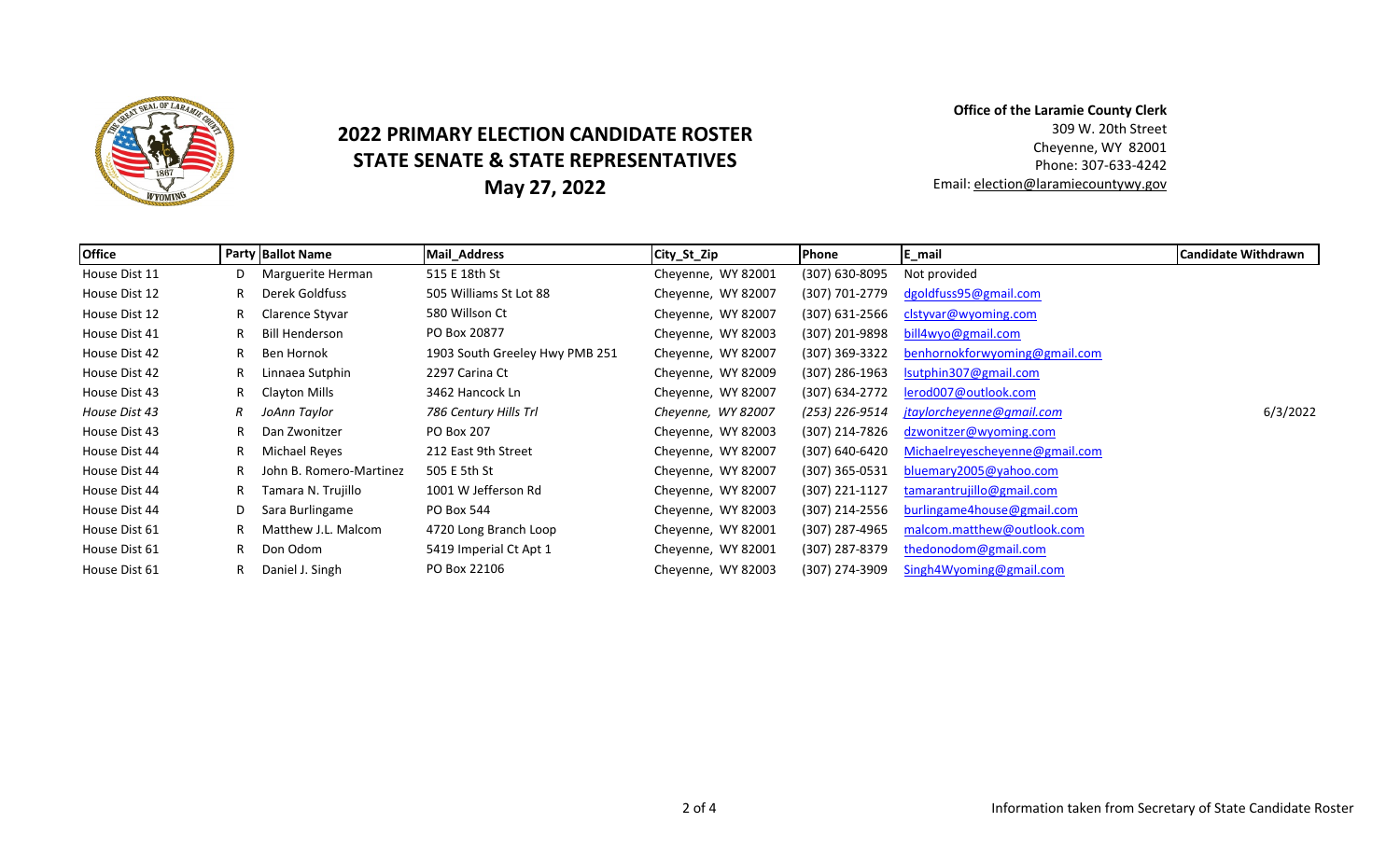# 2022 PRIMARY ELECTION CANDIDATE ROSTER
## STATE SENATE & STATE REPRESENTATIVES
## May 27, 2022

**Office of the Laramie County Clerk**
309 W. 20th Street
Cheyenne, WY 82001
Phone: 307-633-4242
Email: election@laramiecountywy.gov

| Office | Party | Ballot Name | Mail_Address | City_St_Zip | Phone | E_mail | Candidate Withdrawn |
|---|---|---|---|---|---|---|---|
| House Dist 11 | D | Marguerite Herman | 515 E 18th St | Cheyenne, WY 82001 | (307) 630-8095 | Not provided | |
| House Dist 12 | R | Derek Goldfuss | 505 Williams St Lot 88 | Cheyenne, WY 82007 | (307) 701-2779 | dgoldfuss95@gmail.com | |
| House Dist 12 | R | Clarence Styvar | 580 Willson Ct | Cheyenne, WY 82007 | (307) 631-2566 | clstyvar@wyoming.com | |
| House Dist 41 | R | Bill Henderson | PO Box 20877 | Cheyenne, WY 82003 | (307) 201-9898 | bill4wyo@gmail.com | |
| House Dist 42 | R | Ben Hornok | 1903 South Greeley Hwy PMB 251 | Cheyenne, WY 82007 | (307) 369-3322 | benhornokforwyoming@gmail.com | |
| House Dist 42 | R | Linnaea Sutphin | 2297 Carina Ct | Cheyenne, WY 82009 | (307) 286-1963 | lsutphin307@gmail.com | |
| House Dist 43 | R | Clayton Mills | 3462 Hancock Ln | Cheyenne, WY 82007 | (307) 634-2772 | lerod007@outlook.com | |
| *House Dist 43* | *R* | *JoAnn Taylor* | *786 Century Hills Trl* | *Cheyenne, WY 82007* | *(253) 226-9514* | *jtaylorcheyenne@gmail.com* | 6/3/2022 |
| House Dist 43 | R | Dan Zwonitzer | PO Box 207 | Cheyenne, WY 82003 | (307) 214-7826 | dzwonitzer@wyoming.com | |
| House Dist 44 | R | Michael Reyes | 212 East 9th Street | Cheyenne, WY 82007 | (307) 640-6420 | Michaelreyescheyenne@gmail.com | |
| House Dist 44 | R | John B. Romero-Martinez | 505 E 5th St | Cheyenne, WY 82007 | (307) 365-0531 | bluemary2005@yahoo.com | |
| House Dist 44 | R | Tamara N. Trujillo | 1001 W Jefferson Rd | Cheyenne, WY 82007 | (307) 221-1127 | tamarantrujillo@gmail.com | |
| House Dist 44 | D | Sara Burlingame | PO Box 544 | Cheyenne, WY 82003 | (307) 214-2556 | burlingame4house@gmail.com | |
| House Dist 61 | R | Matthew J.L. Malcom | 4720 Long Branch Loop | Cheyenne, WY 82001 | (307) 287-4965 | malcom.matthew@outlook.com | |
| House Dist 61 | R | Don Odom | 5419 Imperial Ct Apt 1 | Cheyenne, WY 82001 | (307) 287-8379 | thedonodom@gmail.com | |
| House Dist 61 | R | Daniel J. Singh | PO Box 22106 | Cheyenne, WY 82003 | (307) 274-3909 | Singh4Wyoming@gmail.com | |

Information taken from Secretary of State Candidate Roster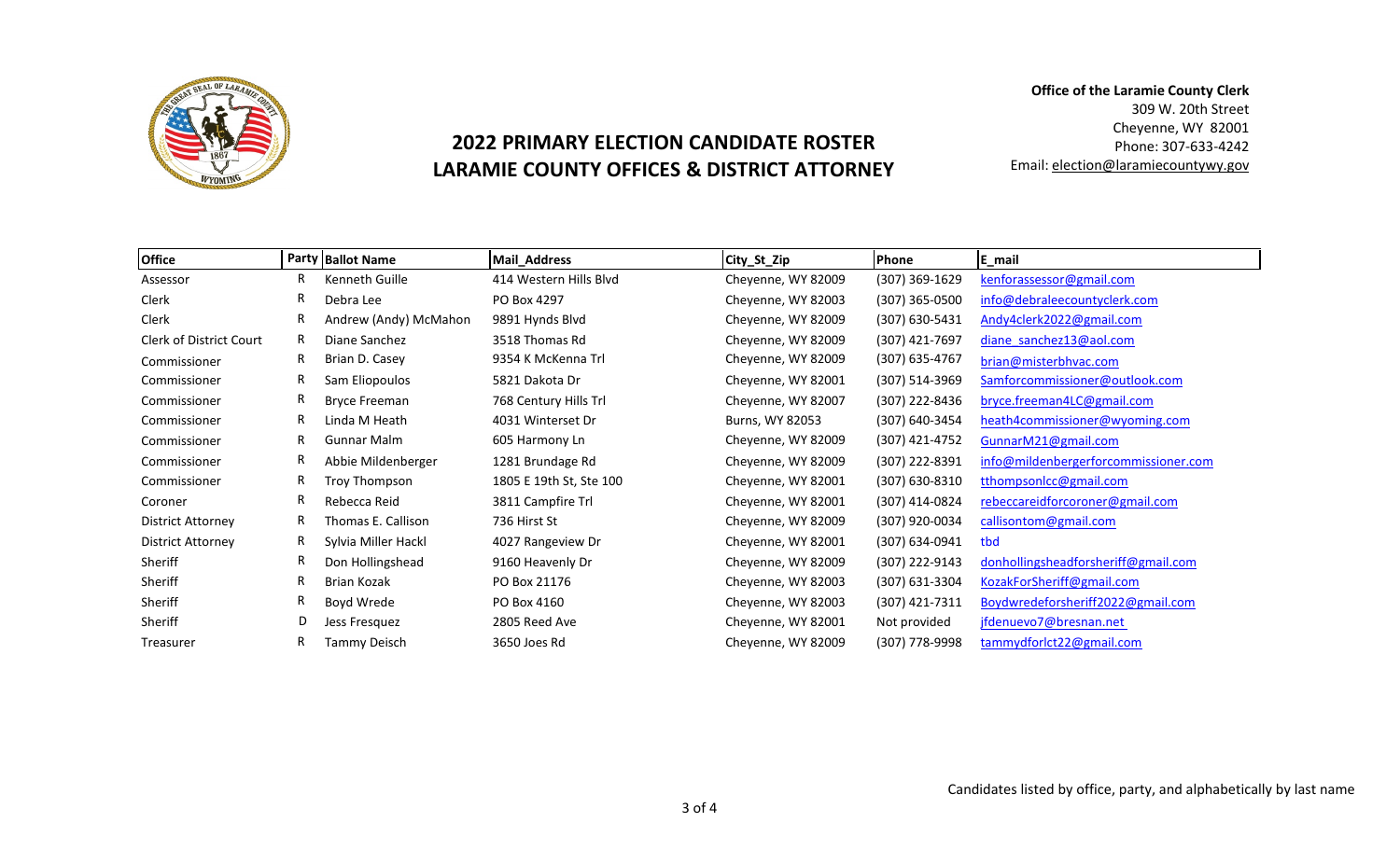# 2022 PRIMARY ELECTION CANDIDATE ROSTER
# LARAMIE COUNTY OFFICES & DISTRICT ATTORNEY

**Office of the Laramie County Clerk**
309 W. 20th Street
Cheyenne, WY 82001
Phone: 307-633-4242
Email: election@laramiecountywy.gov

| Office | Party | Ballot Name | Mail_Address | City_St_Zip | Phone | E_mail |
|---|---|---|---|---|---|---|
| Assessor | R | Kenneth Guille | 414 Western Hills Blvd | Cheyenne, WY 82009 | (307) 369-1629 | kenforassessor@gmail.com |
| Clerk | R | Debra Lee | PO Box 4297 | Cheyenne, WY 82003 | (307) 365-0500 | info@debraleecountyclerk.com |
| Clerk | R | Andrew (Andy) McMahon | 9891 Hynds Blvd | Cheyenne, WY 82009 | (307) 630-5431 | Andy4clerk2022@gmail.com |
| Clerk of District Court | R | Diane Sanchez | 3518 Thomas Rd | Cheyenne, WY 82009 | (307) 421-7697 | diane_sanchez13@aol.com |
| Commissioner | R | Brian D. Casey | 9354 K McKenna Trl | Cheyenne, WY 82009 | (307) 635-4767 | brian@misterbhvac.com |
| Commissioner | R | Sam Eliopoulos | 5821 Dakota Dr | Cheyenne, WY 82001 | (307) 514-3969 | Samforcommissioner@outlook.com |
| Commissioner | R | Bryce Freeman | 768 Century Hills Trl | Cheyenne, WY 82007 | (307) 222-8436 | bryce.freeman4LC@gmail.com |
| Commissioner | R | Linda M Heath | 4031 Winterset Dr | Burns, WY 82053 | (307) 640-3454 | heath4commissioner@wyoming.com |
| Commissioner | R | Gunnar Malm | 605 Harmony Ln | Cheyenne, WY 82009 | (307) 421-4752 | GunnarM21@gmail.com |
| Commissioner | R | Abbie Mildenberger | 1281 Brundage Rd | Cheyenne, WY 82009 | (307) 222-8391 | info@mildenbergerforcommissioner.com |
| Commissioner | R | Troy Thompson | 1805 E 19th St, Ste 100 | Cheyenne, WY 82001 | (307) 630-8310 | tthompsonlcc@gmail.com |
| Coroner | R | Rebecca Reid | 3811 Campfire Trl | Cheyenne, WY 82001 | (307) 414-0824 | rebeccareidforcoroner@gmail.com |
| District Attorney | R | Thomas E. Callison | 736 Hirst St | Cheyenne, WY 82009 | (307) 920-0034 | callisontom@gmail.com |
| District Attorney | R | Sylvia Miller Hackl | 4027 Rangeview Dr | Cheyenne, WY 82001 | (307) 634-0941 | tbd |
| Sheriff | R | Don Hollingshead | 9160 Heavenly Dr | Cheyenne, WY 82009 | (307) 222-9143 | donhollingsheadforsheriff@gmail.com |
| Sheriff | R | Brian Kozak | PO Box 21176 | Cheyenne, WY 82003 | (307) 631-3304 | KozakForSheriff@gmail.com |
| Sheriff | R | Boyd Wrede | PO Box 4160 | Cheyenne, WY 82003 | (307) 421-7311 | Boydwredeforsheriff2022@gmail.com |
| Sheriff | D | Jess Fresquez | 2805 Reed Ave | Cheyenne, WY 82001 | Not provided | jfdenuevo7@bresnan.net |
| Treasurer | R | Tammy Deisch | 3650 Joes Rd | Cheyenne, WY 82009 | (307) 778-9998 | tammydforlct22@gmail.com |

Candidates listed by office, party, and alphabetically by last name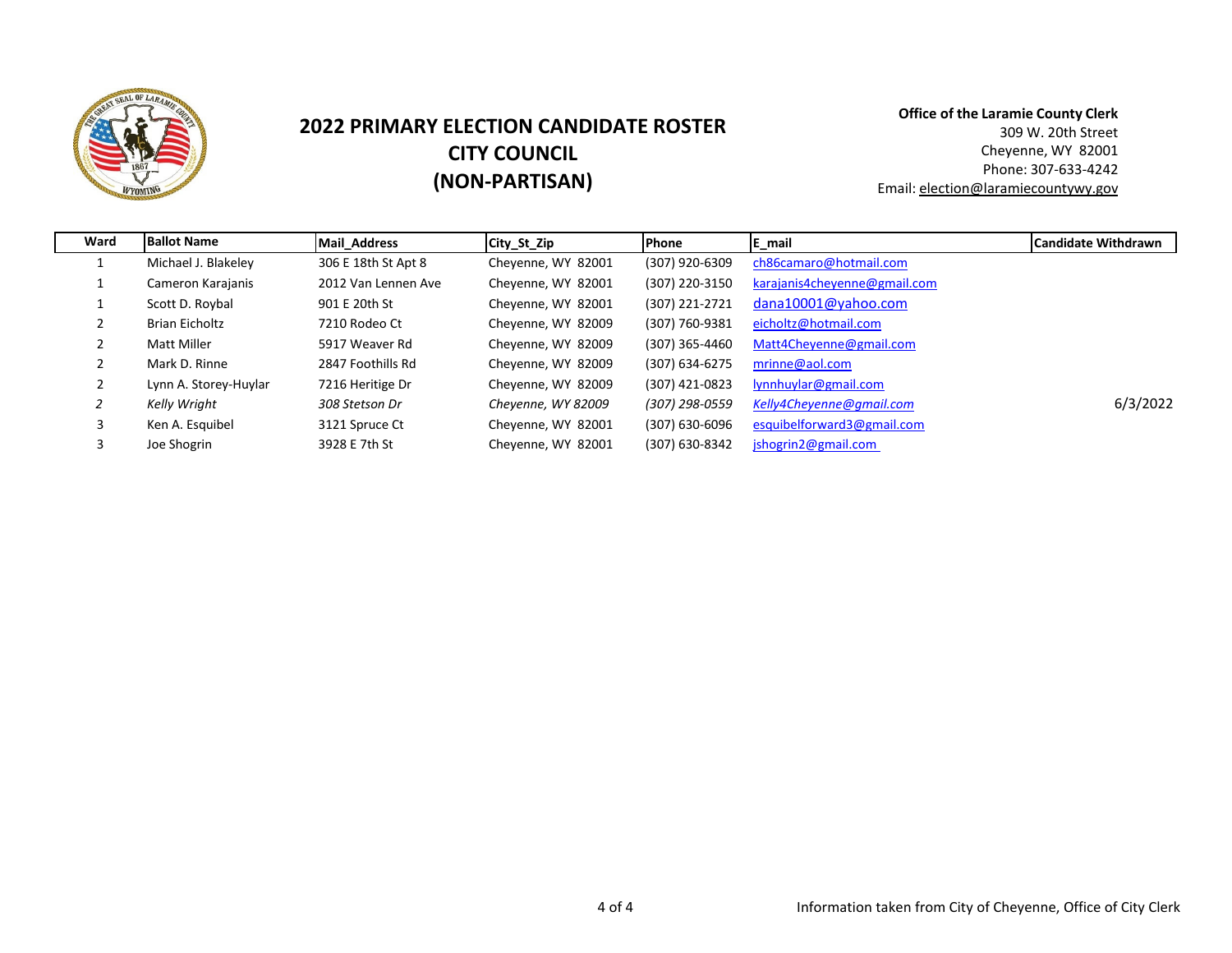# 2022 PRIMARY ELECTION CANDIDATE ROSTER
## CITY COUNCIL
## (NON-PARTISAN)

**Office of the Laramie County Clerk**
309 W. 20th Street
Cheyenne, WY 82001
Phone: 307-633-4242
Email: election@laramiecountywy.gov

| Ward | Ballot Name | Mail_Address | City_St_Zip | Phone | E_mail | Candidate Withdrawn |
|---|---|---|---|---|---|---|
| 1 | Michael J. Blakeley | 306 E 18th St Apt 8 | Cheyenne, WY 82001 | (307) 920-6309 | ch86camaro@hotmail.com | |
| 1 | Cameron Karajanis | 2012 Van Lennen Ave | Cheyenne, WY 82001 | (307) 220-3150 | karajanis4cheyenne@gmail.com | |
| 1 | Scott D. Roybal | 901 E 20th St | Cheyenne, WY 82001 | (307) 221-2721 | dana10001@yahoo.com | |
| 2 | Brian Eicholtz | 7210 Rodeo Ct | Cheyenne, WY 82009 | (307) 760-9381 | eicholtz@hotmail.com | |
| 2 | Matt Miller | 5917 Weaver Rd | Cheyenne, WY 82009 | (307) 365-4460 | Matt4Cheyenne@gmail.com | |
| 2 | Mark D. Rinne | 2847 Foothills Rd | Cheyenne, WY 82009 | (307) 634-6275 | mrinne@aol.com | |
| 2 | Lynn A. Storey-Huylar | 7216 Heritige Dr | Cheyenne, WY 82009 | (307) 421-0823 | lynnhuylar@gmail.com | |
| *2* | *Kelly Wright* | *308 Stetson Dr* | *Cheyenne, WY 82009* | *(307) 298-0559* | *Kelly4Cheyenne@gmail.com* | 6/3/2022 |
| 3 | Ken A. Esquibel | 3121 Spruce Ct | Cheyenne, WY 82001 | (307) 630-6096 | esquibelforward3@gmail.com | |
| 3 | Joe Shogrin | 3928 E 7th St | Cheyenne, WY 82001 | (307) 630-8342 | jshogrin2@gmail.com | |

Information taken from City of Cheyenne, Office of City Clerk